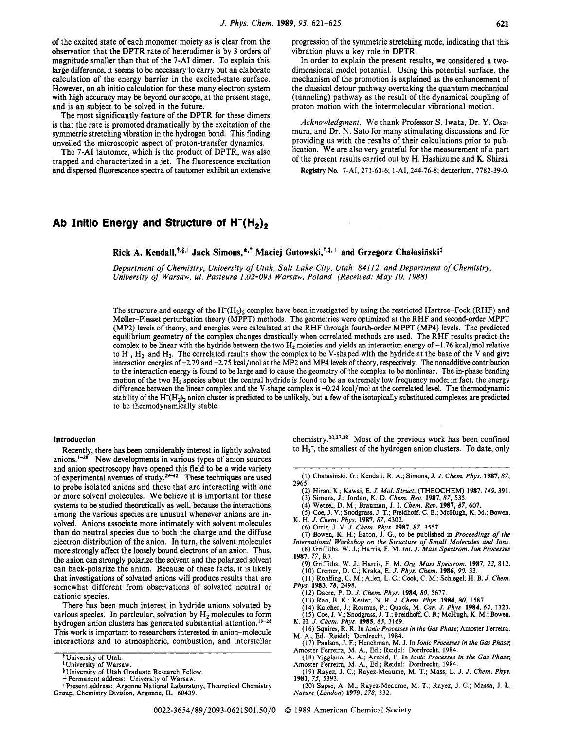of the excited state of each monomer moiety as is clear from the observation that the DPTR rate of heterodimer is by 3 orders of magnitude smaller than that of the 7-AI dimer. To explain this large difference, it seems to be necessary to carry out an elaborate calculation of the energy barrier in the excited-state surface. However, an ab initio calculation for these many electron system with high accuracy may be beyond our scope, at the present stage, and is an subject to be solved in the future.

The most significantly feature of the DPTR for these dimers is that the rate is promoted dramatically by the excitation of the symmetric stretching vibration in the hydrogen bond. This finding unveiled the microscopic aspect of proton-transfer dynamics.

The 7-AI tautomer, which is the product of DPTR, was also trapped and characterized in a jet. The fluorescence excitation and dispersed fluorescence spectra of tautomer exhibit an extensive progression of the symmetric stretching mode, indicating that this vibration plays a key role in DPTR.

In order to explain the present results, we considered a two-dimensional model potential. Using this potential surface, the mechanism of the promotion is explained as the enhancement of the classical detour pathway overtaking the quantum mechanical (tunneling) pathway as the result of the dynamical coupling of proton motion with the intermolecular vibrational motion.

*Acknowledgment.* We thank Professor S. Iwata, Dr. Y. Osamura, and Dr. N. Sato for many stimulating discussions and for providing us with the results of their calculations prior to publication. We are also very grateful for the measurement of a part of the present results carried out by H. Hashizume and K. Shirai.

**Registry No.** 7-AI, 271-63-6; 1-AI, 244-76-8; deuterium, 7782-39-0.

# Ab Initio Energy and Structure of $H^-(H_2)_2$

**Rick A. Kendall,[†,§,||] Jack Simons,[*,†] Maciej Gutowski,[†,‡,⊥] and Grzegorz Chałasiński[‡]**

*Department of Chemistry, University of Utah, Salt Lake City, Utah 84112, and Department of Chemistry, University of Warsaw, ul. Pasteura 1,02-093 Warsaw, Poland (Received: May 10, 1988)*

The structure and energy of the $H^-(H_2)_2$ complex have been investigated by using the restricted Hartree–Fock (RHF) and Møller–Plesset perturbation theory (MPPT) methods. The geometries were optimized at the RHF and second-order MPPT (MP2) levels of theory, and energies were calculated at the RHF through fourth-order MPPT (MP4) levels. The predicted equilibrium geometry of the complex changes drastically when correlated methods are used. The RHF results predict the complex to be linear with the hydride between the two $H_2$ moieties and yields an interaction energy of −1.76 kcal/mol relative to $H^-$, $H_2$, and $H_2$. The correlated results show the complex to be V-shaped with the hydride at the base of the V and give interaction energies of −2.79 and −2.75 kcal/mol at the MP2 and MP4 levels of theory, respectively. The nonadditive contribution to the interaction energy is found to be large and to cause the geometry of the complex to be nonlinear. The in-phase bending motion of the two $H_2$ species about the central hydride is found to be an extremely low frequency mode; in fact, the energy difference between the linear complex and the V-shape complex is −0.24 kcal/mol at the correlated level. The thermodynamic stability of the $H^-(H_2)_2$ anion cluster is predicted to be unlikely, but a few of the isotopically substituted complexes are predicted to be thermodynamically stable.

## Introduction

Recently, there has been considerably interest in lightly solvated anions.[1-28] New developments in various types of anion sources and anion spectroscopy have opened this field to be a wide variety of experimental avenues of study.[29-42] These techniques are used to probe isolated anions and those that are interacting with one or more solvent molecules. We believe it is important for these systems to be studied theoretically as well, because the interactions among the various species are unusual whenever anions are involved. Anions associate more intimately with solvent molecules than do neutral species due to both the charge and the diffuse electron distribution of the anion. In turn, the solvent molecules more strongly affect the loosely bound electrons of an anion. Thus, the anion can strongly polarize the solvent and the polarized solvent can back-polarize the anion. Because of these facts, it is likely that investigations of solvated anions will produce results that are somewhat different from observations of solvated neutral or cationic species.

There has been much interest in hydride anions solvated by various species. In particular, solvation by $H_2$ molecules to form hydrogen anion clusters has generated substantial attention.[19-28] This work is important to researchers interested in anion–molecule interactions and to atmospheric, combustion, and interstellar chemistry.[20,27,28] Most of the previous work has been confined to $H_3^-$, the smallest of the hydrogen anion clusters. To date, only

† University of Utah.
‡ University of Warsaw.
§ University of Utah Graduate Research Fellow.
⊥ Permanent address: University of Warsaw.
|| Present address: Argonne National Laboratory, Theoretical Chemistry Group, Chemistry Division, Argonne, IL 60439.

(1) Chalasinski, G.; Kendall, R. A.; Simons, J. *J. Chem. Phys.* **1987**, *87*, 2965.
(2) Hirao, K.; Kawai, E. *J. Mol. Struct.* (THEOCHEM) **1987**, *149*, 391.
(3) Simons, J.; Jordan, K. D. *Chem. Rev.* **1987**, *87*, 535.
(4) Wetzel, D. M.; Brauman, J. I. *Chem. Rev.* **1987**, *87*, 607.
(5) Coe, J. V.; Snodgrass, J. T.; Freidhoff, C. B.; McHugh, K. M.; Bowen, K. H. *J. Chem. Phys.* **1987**, *87*, 4302.
(6) Ortiz, J. V. *J. Chem. Phys.* **1987**, *87*, 3557.
(7) Bowen, K. H.; Eaton, J. G., to be published in *Proceedings of the International Workshop on the Structure of Small Molecules and Ions.*
(8) Griffiths, W. J.; Harris, F. M. *Int. J. Mass Spectrom. Ion Processes* **1987**, *77*, R7.
(9) Griffiths, W. J.; Harris, F. M. *Org. Mass Spectrom.* **1987**, *22*, 812.
(10) Cremer, D. C.; Kraka, E. *J. Phys. Chem.* **1986**, *90*, 33.
(11) Rohlfing, C. M.; Allen, L. C.; Cook, C. M.; Schlegel, H. B. *J. Chem. Phys.* **1983**, *78*, 2498.
(12) Dacre, P. D. *J. Chem. Phys.* **1984**, *80*, 5677.
(13) Rao, B. K.; Kester, N. R. *J. Chem. Phys.* **1984**, *80*, 1587.
(14) Kalcher, J.; Rosmus, P.; Quack, M. *Can. J. Phys.* **1984**, *62*, 1323.
(15) Coe, J. V.; Snodgrass, J. T.; Freidhoff, C. B.; McHugh, K. M.; Bowen, K. H. *J. Chem. Phys.* **1985**, *83*, 3169.
(16) Squires, R. R. In *Ionic Processes in the Gas Phase*; Amoster Ferreira, M. A., Ed.; Reidel: Dordrecht, 1984.
(17) Paulson, J. F.; Henchman, M. J. In *Ionic Processes in the Gas Phase*; Amoster Ferreira, M. A., Ed.; Reidel: Dordrecht, 1984.
(18) Viggiano, A. A.; Arnold, F. In *Ionic Processes in the Gas Phase*; Amoster Ferreira, M. A., Ed.; Reidel: Dordrecht, 1984.
(19) Rayez, J. C.; Rayez-Meaume, M. T.; Mass, L. J. *J. Chem. Phys.* **1981**, *75*, 5393.
(20) Sapse, A. M.; Rayez-Meaume, M. T.; Rayez, J. C.; Massa, J. L. *Nature (London)* **1979**, *278*, 332.

0022-3654/89/2093-0621$01.50/0 © 1989 American Chemical Society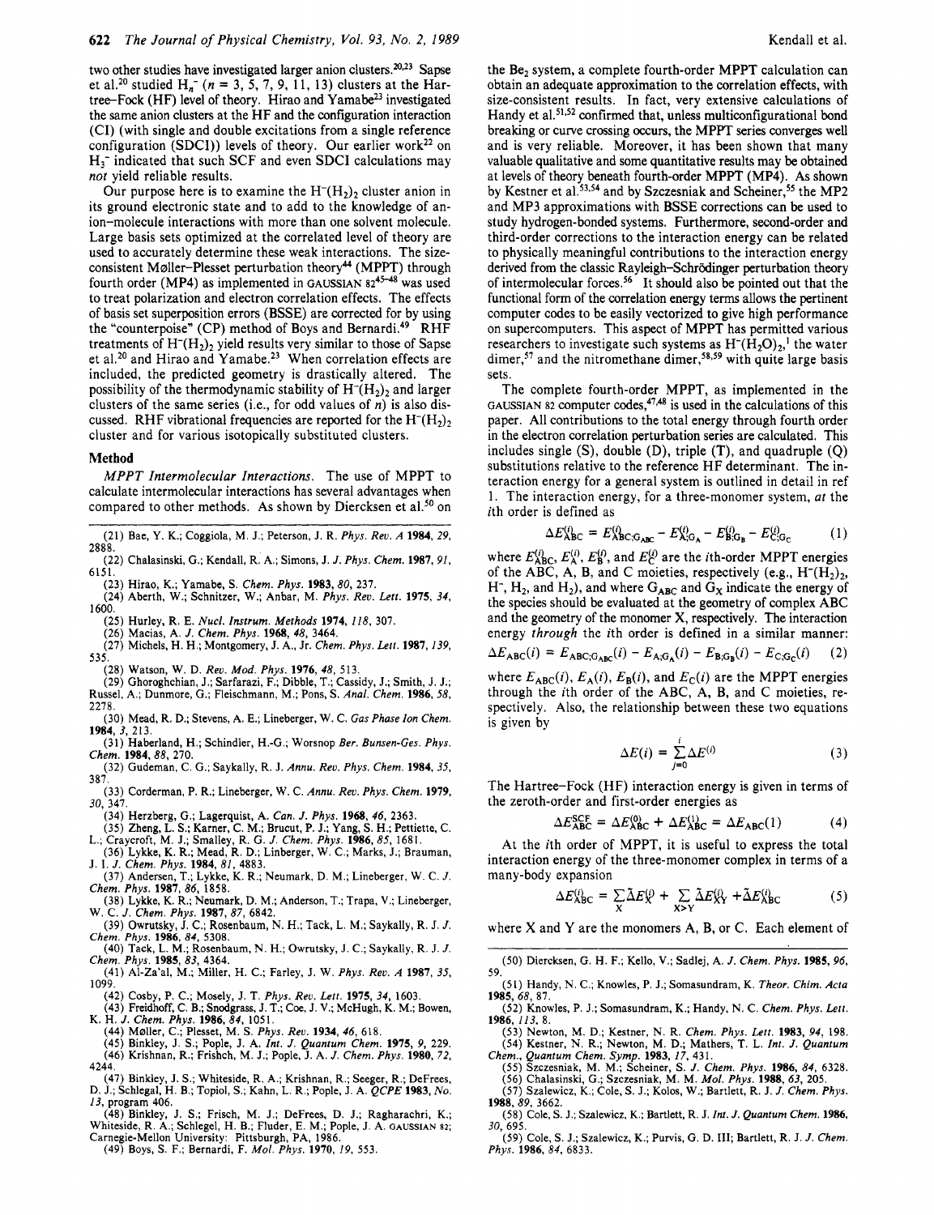two other studies have investigated larger anion clusters.[20,23] Sapse et al.[20] studied $H_n^-$ ($n$ = 3, 5, 7, 9, 11, 13) clusters at the Hartree-Fock (HF) level of theory. Hirao and Yamabe[23] investigated the same anion clusters at the HF and the configuration interaction (CI) (with single and double excitations from a single reference configuration (SDCI)) levels of theory. Our earlier work[22] on $H_3^-$ indicated that such SCF and even SDCI calculations may *not* yield reliable results.

Our purpose here is to examine the $H^-(H_2)_2$ cluster anion in its ground electronic state and to add to the knowledge of ion-molecule interactions with more than one solvent molecule. Large basis sets optimized at the correlated level of theory are used to accurately determine these weak interactions. The size-consistent Møller-Plesset perturbation theory[44] (MPPT) through fourth order (MP4) as implemented in GAUSSIAN 82[45-48] was used to treat polarization and electron correlation effects. The effects of basis set superposition errors (BSSE) are corrected for by using the "counterpoise" (CP) method of Boys and Bernardi.[49] RHF treatments of $H^-(H_2)_2$ yield results very similar to those of Sapse et al.[20] and Hirao and Yamabe.[23] When correlation effects are included, the predicted geometry is drastically altered. The possibility of the thermodynamic stability of $H^-(H_2)_2$ and larger clusters of the same series (i.e., for odd values of $n$) is also discussed. RHF vibrational frequencies are reported for the $H^-(H_2)_2$ cluster and for various isotopically substituted clusters.

## Method

*MPPT Intermolecular Interactions.* The use of MPPT to calculate intermolecular interactions has several advantages when compared to other methods. As shown by Diercksen et al.[50] on the $Be_2$ system, a complete fourth-order MPPT calculation can obtain an adequate approximation to the correlation effects, with size-consistent results. In fact, very extensive calculations of Handy et al.[51,52] confirmed that, unless multiconfigurational bond breaking or curve crossing occurs, the MPPT series converges well and is very reliable. Moreover, it has been shown that many valuable qualitative and some quantitative results may be obtained at levels of theory beneath fourth-order MPPT (MP4). As shown by Kestner et al.[53,54] and by Szczesniak and Scheiner,[55] the MP2 and MP3 approximations with BSSE corrections can be used to study hydrogen-bonded systems. Furthermore, second-order and third-order corrections to the interaction energy can be related to physically meaningful contributions to the interaction energy derived from the classic Rayleigh-Schrödinger perturbation theory of intermolecular forces.[56] It should also be pointed out that the functional form of the correlation energy terms allows the pertinent computer codes to be easily vectorized to give high performance on supercomputers. This aspect of MPPT has permitted various researchers to investigate such systems as $H^-(H_2O)_2$,[1] the water dimer,[57] and the nitromethane dimer,[58,59] with quite large basis sets.

The complete fourth-order MPPT, as implemented in the GAUSSIAN 82 computer codes,[47,48] is used in the calculations of this paper. All contributions to the total energy through fourth order in the electron correlation perturbation series are calculated. This includes single (S), double (D), triple (T), and quadruple (Q) substitutions relative to the reference HF determinant. The interaction energy for a general system is outlined in detail in ref 1. The interaction energy, for a three-monomer system, *at* the $i$th order is defined as

$$\Delta E_{ABC}^{(i)} = E_{ABC;G_{ABC}}^{(i)} - E_{A;G_A}^{(i)} - E_{B;G_B}^{(i)} - E_{C;G_C}^{(i)} \quad (1)$$

where $E_{ABC}^{(i)}$, $E_A^{(i)}$, $E_B^{(i)}$, and $E_C^{(i)}$ are the $i$th-order MPPT energies of the ABC, A, B, and C moieties, respectively (e.g., $H^-(H_2)_2$, $H^-$, $H_2$, and $H_2$), and where $G_{ABC}$ and $G_X$ indicate the energy of the species should be evaluated at the geometry of complex ABC and the geometry of the monomer X, respectively. The interaction energy *through* the $i$th order is defined in a similar manner:

$$\Delta E_{ABC}(i) = E_{ABC;G_{ABC}}(i) - E_{A;G_A}(i) - E_{B;G_B}(i) - E_{C;G_C}(i) \quad (2)$$

where $E_{ABC}(i)$, $E_A(i)$, $E_B(i)$, and $E_C(i)$ are the MPPT energies through the $i$th order of the ABC, A, B, and C moieties, respectively. Also, the relationship between these two equations is given by

$$\Delta E(i) = \sum_{j=0}^{i} \Delta E^{(j)} \quad (3)$$

The Hartree-Fock (HF) interaction energy is given in terms of the zeroth-order and first-order energies as

$$\Delta E_{ABC}^{SCF} = \Delta E_{ABC}^{(0)} + \Delta E_{ABC}^{(1)} = \Delta E_{ABC}(1) \quad (4)$$

At the $i$th order of MPPT, it is useful to express the total interaction energy of the three-monomer complex in terms of a many-body expansion

$$\Delta E_{ABC}^{(i)} = \sum_{X} \tilde{\Delta} E_X^{(i)} + \sum_{X>Y} \tilde{\Delta} E_{XY}^{(i)} + \tilde{\Delta} E_{ABC}^{(i)} \quad (5)$$

where X and Y are the monomers A, B, or C. Each element of

(21) Bae, Y. K.; Coggiola, M. J.; Peterson, J. R. *Phys. Rev. A* **1984**, *29*, 2888.
(22) Chalasinski, G.; Kendall, R. A.; Simons, J. *J. Phys. Chem.* **1987**, *91*, 6151.
(23) Hirao, K.; Yamabe, S. *Chem. Phys.* **1983**, *80*, 237.
(24) Aberth, W.; Schnitzer, W.; Anbar, M. *Phys. Rev. Lett.* **1975**, *34*, 1600.
(25) Hurley, R. E. *Nucl. Instrum. Methods* **1974**, *118*, 307.
(26) Macias, A. *J. Chem. Phys.* **1968**, *48*, 3464.
(27) Michels, H. H.; Montgomery, J. A., Jr. *Chem. Phys. Lett.* **1987**, *139*, 535.
(28) Watson, W. D. *Rev. Mod. Phys.* **1976**, *48*, 513.
(29) Ghorghchian, J.; Sarfarazi, F.; Dibble, T.; Cassidy, J.; Smith, J. J.; Russel, A.; Dunmore, G.; Fleischmann, M.; Pons, S. *Anal. Chem.* **1986**, *58*, 2278.
(30) Mead, R. D.; Stevens, A. E.; Lineberger, W. C. *Gas Phase Ion Chem.* **1984**, *3*, 213.
(31) Haberland, H.; Schindler, H.-G.; Worsnop *Ber. Bunsen-Ges. Phys. Chem.* **1984**, *88*, 270.
(32) Gudeman, C. G.; Saykally, R. J. *Annu. Rev. Phys. Chem.* **1984**, *35*, 387.
(33) Corderman, P. R.; Lineberger, W. C. *Annu. Rev. Phys. Chem.* **1979**, *30*, 347.
(34) Herzberg, G.; Lagerquist, A. *Can. J. Phys.* **1968**, *46*, 2363.
(35) Zheng, L. S.; Karner, C. M.; Brucut, P. J.; Yang, S. H.; Pettiette, C. L.; Craycroft, M. J.; Smalley, R. G. *J. Chem. Phys.* **1986**, *85*, 1681.
(36) Lykke, K. R.; Mead, R. D.; Linberger, W. C.; Marks, J.; Brauman, J. I. *J. Chem. Phys.* **1984**, *81*, 4883.
(37) Andersen, T.; Lykke, K. R.; Neumark, D. M.; Lineberger, W. C. *J. Chem. Phys.* **1987**, *86*, 1858.
(38) Lykke, K. R.; Neumark, D. M.; Anderson, T.; Trapa, V.; Lineberger, W. C. *J. Chem. Phys.* **1987**, *87*, 6842.
(39) Owrutsky, J. C.; Rosenbaum, N. H.; Tack, L. M.; Saykally, R. J. *J. Chem. Phys.* **1986**, *84*, 5308.
(40) Tack, L. M.; Rosenbaum, N. H.; Owrutsky, J. C.; Saykally, R. J. *J. Chem. Phys.* **1985**, *83*, 4364.
(41) Al-Za'al, M.; Miller, H. C.; Farley, J. W. *Phys. Rev. A* **1987**, *35*, 1099.
(42) Cosby, P. C.; Mosely, J. T. *Phys. Rev. Lett.* **1975**, *34*, 1603.
(43) Freidhoff, C. B.; Snodgrass, J. T.; Coe, J. V.; McHugh, K. M.; Bowen, K. H. *J. Chem. Phys.* **1986**, *84*, 1051.
(44) Møller, C.; Plesset, M. S. *Phys. Rev.* **1934**, *46*, 618.
(45) Binkley, J. S.; Pople, J. A. *Int. J. Quantum Chem.* **1975**, *9*, 229.
(46) Krishnan, R.; Frisch, M. J.; Pople, J. A. *J. Chem. Phys.* **1980**, *72*, 4244.
(47) Binkley, J. S.; Whiteside, R. A.; Krishnan, R.; Seeger, R.; DeFrees, D. J.; Schlegal, H. B.; Topiol, S.; Kahn, L. R.; Pople, J. A. *QCPE* **1983**, *No. 13*, program 406.
(48) Binkley, J. S.; Frisch, M. J.; DeFrees, D. J.; Ragharachri, K.; Whiteside, R. A.; Schlegel, H. B.; Fluder, E. M.; Pople, J. A. GAUSSIAN 82; Carnegie-Mellon University: Pittsburgh, PA, 1986.
(49) Boys, S. F.; Bernardi, F. *Mol. Phys.* **1970**, *19*, 553.
(50) Diercksen, G. H. F.; Kello, V.; Sadlej, A. *J. Chem. Phys.* **1985**, *96*, 59.
(51) Handy, N. C.; Knowles, P. J.; Somasundram, K. *Theor. Chim. Acta* **1985**, *68*, 87.
(52) Knowles, P. J.; Somasundram, K.; Handy, N. C. *Chem. Phys. Lett.* **1986**, *113*, 8.
(53) Newton, M. D.; Kestner, N. R. *Chem. Phys. Lett.* **1983**, *94*, 198.
(54) Kestner, N. R.; Newton, M. D.; Mathers, T. L. *Int. J. Quantum Chem., Quantum Chem. Symp.* **1983**, *17*, 431.
(55) Szczesniak, M. M.; Scheiner, S. *J. Chem. Phys.* **1986**, *84*, 6328.
(56) Chalasinski, G.; Szczesniak, M. M. *Mol. Phys.* **1988**, *63*, 205.
(57) Szalewicz, K.; Cole, S. J.; Kolos, W.; Bartlett, R. J. *J. Chem. Phys.* **1988**, *89*, 3662.
(58) Cole, S. J.; Szalewicz, K.; Bartlett, R. J. *Int. J. Quantum Chem.* **1986**, *30*, 695.
(59) Cole, S. J.; Szalewicz, K.; Purvis, G. D. III; Bartlett, R. J. *J. Chem. Phys.* **1986**, *84*, 6833.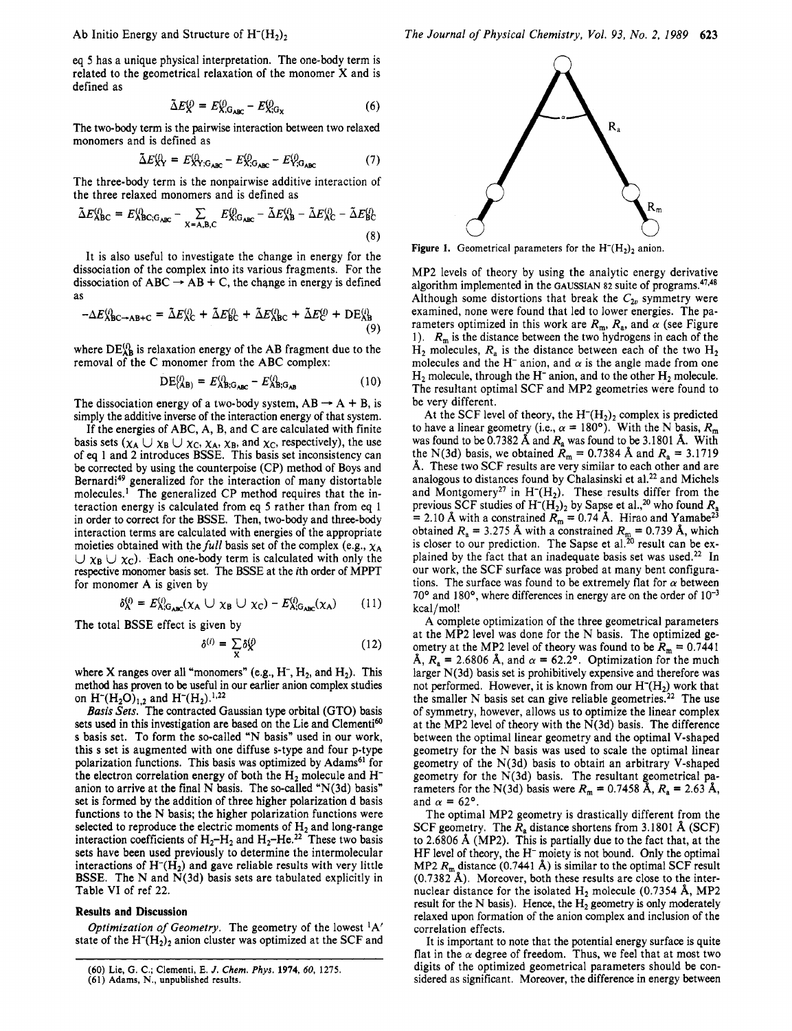eq 5 has a unique physical interpretation. The one-body term is related to the geometrical relaxation of the monomer X and is defined as

$$\tilde{\Delta}E_X^{(i)} = E_{X;G_{ABC}}^{(i)} - E_{X;G_X}^{(i)} \tag{6}$$

The two-body term is the pairwise interaction between two relaxed monomers and is defined as

$$\tilde{\Delta}E_{XY}^{(i)} = E_{XY;G_{ABC}}^{(i)} - E_{X;G_{ABC}}^{(i)} - E_{Y;G_{ABC}}^{(i)} \tag{7}$$

The three-body term is the nonpairwise additive interaction of the three relaxed monomers and is defined as

$$\tilde{\Delta}E_{ABC}^{(i)} = E_{ABC;G_{ABC}}^{(i)} - \sum_{X=A,B,C} E_{X;G_{ABC}}^{(i)} - \tilde{\Delta}E_{AB}^{(i)} - \tilde{\Delta}E_{AC}^{(i)} - \tilde{\Delta}E_{BC}^{(i)} \tag{8}$$

It is also useful to investigate the change in energy for the dissociation of the complex into its various fragments. For the dissociation of ABC → AB + C, the change in energy is defined as

$$-\Delta E_{ABC\to AB+C}^{(i)} = \tilde{\Delta}E_{AC}^{(i)} + \tilde{\Delta}E_{BC}^{(i)} + \tilde{\Delta}E_{ABC}^{(i)} + \tilde{\Delta}E_C^{(i)} + DE_{AB}^{(i)} \tag{9}$$

where $DE_{AB}^{(i)}$ is relaxation energy of the AB fragment due to the removal of the C monomer from the ABC complex:

$$DE_{(AB)}^{(i)} = E_{AB;G_{ABC}}^{(i)} - E_{AB;G_{AB}}^{(i)} \tag{10}$$

The dissociation energy of a two-body system, AB → A + B, is simply the additive inverse of the interaction energy of that system.

If the energies of ABC, A, B, and C are calculated with finite basis sets ($\chi_A \cup \chi_B \cup \chi_C$, $\chi_A$, $\chi_B$, and $\chi_C$, respectively), the use of eq 1 and 2 introduces BSSE. This basis set inconsistency can be corrected by using the counterpoise (CP) method of Boys and Bernardi[49] generalized for the interaction of many distortable molecules.[1] The generalized CP method requires that the interaction energy is calculated from eq 5 rather than from eq 1 in order to correct for the BSSE. Then, two-body and three-body interaction terms are calculated with energies of the appropriate moieties obtained with the *full* basis set of the complex (e.g., $\chi_A \cup \chi_B \cup \chi_C$). Each one-body term is calculated with only the respective monomer basis set. The BSSE at the *i*th order of MPPT for monomer A is given by

$$\delta_X^{(i)} = E_{A;G_{ABC}}^{(i)}(\chi_A \cup \chi_B \cup \chi_C) - E_{A;G_{ABC}}^{(i)}(\chi_A) \tag{11}$$

The total BSSE effect is given by

$$\delta^{(i)} = \sum_X \delta_X^{(i)} \tag{12}$$

where X ranges over all "monomers" (e.g., $H^-$, $H_2$, and $H_2$). This method has proven to be useful in our earlier anion complex studies on $H^-(H_2O)_{1,2}$ and $H^-(H_2)$.[1,22]

**Basis Sets.** The contracted Gaussian type orbital (GTO) basis sets used in this investigation are based on the Lie and Clementi[60] s basis set. To form the so-called "N basis" used in our work, this s set is augmented with one diffuse s-type and four p-type polarization functions. This basis was optimized by Adams[61] for the electron correlation energy of both the $H_2$ molecule and $H^-$ anion to arrive at the final N basis. The so-called "N(3d) basis" set is formed by the addition of three higher polarization d basis functions to the N basis; the higher polarization functions were selected to reproduce the electric moments of $H_2$ and long-range interaction coefficients of $H_2$–$H_2$ and $H_2$–He.[22] These two basis sets have been used previously to determine the intermolecular interactions of $H^-(H_2)$ and gave reliable results with very little BSSE. The N and N(3d) basis sets are tabulated explicitly in Table VI of ref 22.

## Results and Discussion

**Optimization of Geometry.** The geometry of the lowest $^1A'$ state of the $H^-(H_2)_2$ anion cluster was optimized at the SCF and MP2 levels of theory by using the analytic energy derivative algorithm implemented in the GAUSSIAN 82 suite of programs.[47,48] Although some distortions that break the $C_{2v}$ symmetry were examined, none were found that led to lower energies. The parameters optimized in this work are $R_m$, $R_a$, and $\alpha$ (see Figure 1). $R_m$ is the distance between the two hydrogens in each of the $H_2$ molecules, $R_a$ is the distance between each of the two $H_2$ molecules and the $H^-$ anion, and $\alpha$ is the angle made from one $H_2$ molecule, through the $H^-$ anion, and to the other $H_2$ molecule. The resultant optimal SCF and MP2 geometries were found to be very different.

Figure 1. Geometrical parameters for the $H^-(H_2)_2$ anion.

At the SCF level of theory, the $H^-(H_2)_2$ complex is predicted to have a linear geometry (i.e., $\alpha = 180°$). With the N basis, $R_m$ was found to be 0.7382 Å and $R_a$ was found to be 3.1801 Å. With the N(3d) basis, we obtained $R_m = 0.7384$ Å and $R_a = 3.1719$ Å. These two SCF results are very similar to each other and are analogous to distances found by Chalasinski et al.[22] and Michels and Montgomery[27] in $H^-(H_2)$. These results differ from the previous SCF studies of $H^-(H_2)_2$ by Sapse et al.,[20] who found $R_a = 2.10$ Å with a constrained $R_m = 0.74$ Å. Hirao and Yamabe[23] obtained $R_a = 3.275$ Å with a constrained $R_m = 0.739$ Å, which is closer to our prediction. The Sapse et al.[20] result can be explained by the fact that an inadequate basis set was used.[22] In our work, the SCF surface was probed at many bent configurations. The surface was found to be extremely flat for $\alpha$ between 70° and 180°, where differences in energy are on the order of $10^{-3}$ kcal/mol!

A complete optimization of the three geometrical parameters at the MP2 level was done for the N basis. The optimized geometry at the MP2 level of theory was found to be $R_m = 0.7441$ Å, $R_a = 2.6806$ Å, and $\alpha = 62.2°$. Optimization for the much larger N(3d) basis set is prohibitively expensive and therefore was not performed. However, it is known from our $H^-(H_2)$ work that the smaller N basis set can give reliable geometries.[22] The use of symmetry, however, allows us to optimize the linear complex at the MP2 level of theory with the N(3d) basis. The difference between the optimal linear geometry and the optimal V-shaped geometry for the N basis was used to scale the optimal linear geometry of the N(3d) basis to obtain an arbitrary V-shaped geometry for the N(3d) basis. The resultant geometrical parameters for the N(3d) basis were $R_m = 0.7458$ Å, $R_a = 2.63$ Å, and $\alpha = 62°$.

The optimal MP2 geometry is drastically different from the SCF geometry. The $R_a$ distance shortens from 3.1801 Å (SCF) to 2.6806 Å (MP2). This is partially due to the fact that, at the HF level of theory, the $H^-$ moiety is not bound. Only the optimal MP2 $R_m$ distance (0.7441 Å) is similar to the optimal SCF result (0.7382 Å). Moreover, both these results are close to the internuclear distance for the isolated $H_2$ molecule (0.7354 Å, MP2 result for the N basis). Hence, the $H_2$ geometry is only moderately relaxed upon formation of the anion complex and inclusion of the correlation effects.

It is important to note that the potential energy surface is quite flat in the $\alpha$ degree of freedom. Thus, we feel that at most two digits of the optimized geometrical parameters should be considered as significant. Moreover, the difference in energy between

(60) Lie, G. C.; Clementi, E. *J. Chem. Phys.* **1974**, *60*, 1275.
(61) Adams, N., unpublished results.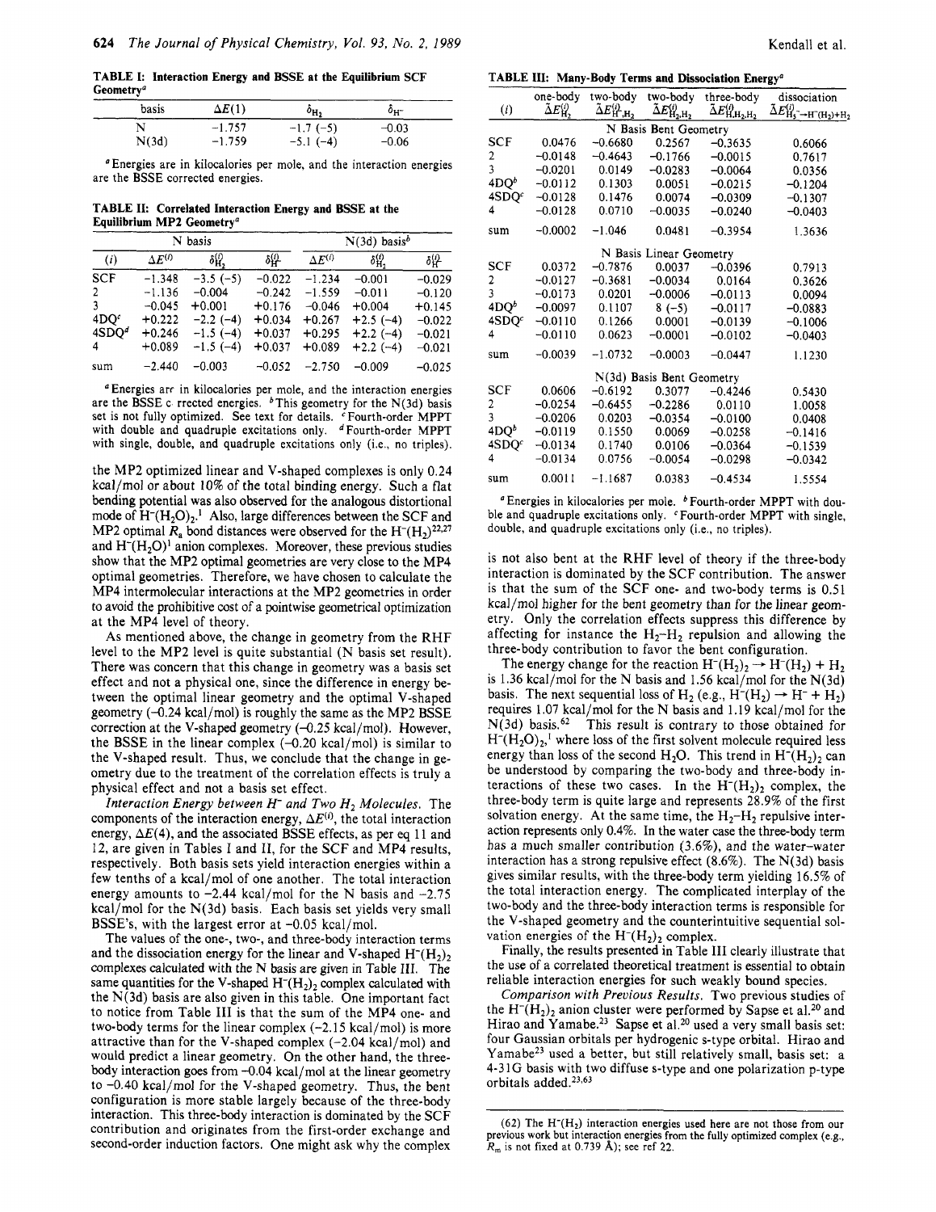**TABLE I: Interaction Energy and BSSE at the Equilibrium SCF Geometry**[a]

| basis | $\Delta E(1)$ | $\delta_{H_2}$ | $\delta_{H^-}$ |
|---|---|---|---|
| N | −1.757 | −1.7 (−5) | −0.03 |
| N(3d) | −1.759 | −5.1 (−4) | −0.06 |

[a] Energies are in kilocalories per mole, and the interaction energies are the BSSE corrected energies.

**TABLE II: Correlated Interaction Energy and BSSE at the Equilibrium MP2 Geometry**[a]

| | N basis | | | N(3d) basis[b] | | |
|---|---|---|---|---|---|---|
| (i) | $\Delta E^{(i)}$ | $\delta^{(i)}_{H_2}$ | $\delta^{(i)}_{H^-}$ | $\Delta E^{(i)}$ | $\delta^{(i)}_{H_2}$ | $\delta^{(i)}_{H^-}$ |
| SCF | −1.348 | −3.5 (−5) | −0.022 | −1.234 | −0.001 | −0.029 |
| 2 | −1.136 | −0.004 | −0.242 | −1.559 | −0.011 | −0.120 |
| 3 | −0.045 | +0.001 | +0.176 | −0.046 | +0.004 | +0.145 |
| 4DQ[c] | +0.222 | −2.2 (−4) | +0.034 | +0.267 | +2.5 (−4) | −0.022 |
| 4SDQ[d] | +0.246 | −1.5 (−4) | +0.037 | +0.295 | +2.2 (−4) | −0.021 |
| 4 | +0.089 | −1.5 (−4) | +0.037 | +0.089 | +2.2 (−4) | −0.021 |
| sum | −2.440 | −0.003 | −0.052 | −2.750 | −0.009 | −0.025 |

[a] Energies are in kilocalories per mole, and the interaction energies are the BSSE corrected energies. [b] This geometry for the N(3d) basis set is not fully optimized. See text for details. [c] Fourth-order MPPT with double and quadruple excitations only. [d] Fourth-order MPPT with single, double, and quadruple excitations only (i.e., no triples).

the MP2 optimized linear and V-shaped complexes is only 0.24 kcal/mol or about 10% of the total binding energy. Such a flat bending potential was also observed for the analogous distortional mode of $H^-(H_2O)_2$.[1] Also, large differences between the SCF and MP2 optimal $R_a$ bond distances were observed for the $H^-(H_2)$[22,27] and $H^-(H_2O)$[1] anion complexes. Moreover, these previous studies show that the MP2 optimal geometries are very close to the MP4 optimal geometries. Therefore, we have chosen to calculate the MP4 intermolecular interactions at the MP2 geometries in order to avoid the prohibitive cost of a pointwise geometrical optimization at the MP4 level of theory.

As mentioned above, the change in geometry from the RHF level to the MP2 level is quite substantial (N basis set result). There was concern that this change in geometry was a basis set effect and not a physical one, since the difference in energy between the optimal linear geometry and the optimal V-shaped geometry (−0.24 kcal/mol) is roughly the same as the MP2 BSSE correction at the V-shaped geometry (−0.25 kcal/mol). However, the BSSE in the linear complex (−0.20 kcal/mol) is similar to the V-shaped result. Thus, we conclude that the change in geometry due to the treatment of the correlation effects is truly a physical effect and not a basis set effect.

*Interaction Energy between $H^-$ and Two $H_2$ Molecules.* The components of the interaction energy, $\Delta E^{(i)}$, the total interaction energy, $\Delta E(4)$, and the associated BSSE effects, as per eq 11 and 12, are given in Tables I and II, for the SCF and MP4 results, respectively. Both basis sets yield interaction energies within a few tenths of a kcal/mol of one another. The total interaction energy amounts to −2.44 kcal/mol for the N basis and −2.75 kcal/mol for the N(3d) basis. Each basis set yields very small BSSE's, with the largest error at −0.05 kcal/mol.

The values of the one-, two-, and three-body interaction terms and the dissociation energy for the linear and V-shaped $H^-(H_2)_2$ complexes calculated with the N basis are given in Table III. The same quantities for the V-shaped $H^-(H_2)_2$ complex calculated with the N(3d) basis are also given in this table. One important fact to notice from Table III is that the sum of the MP4 one- and two-body terms for the linear complex (−2.15 kcal/mol) is more attractive than for the V-shaped complex (−2.04 kcal/mol) and would predict a linear geometry. On the other hand, the three-body interaction goes from −0.04 kcal/mol at the linear geometry to −0.40 kcal/mol for the V-shaped geometry. Thus, the bent configuration is more stable largely because of the three-body interaction. This three-body interaction is dominated by the SCF contribution and originates from the first-order exchange and second-order induction factors. One might ask why the complex

**TABLE III: Many-Body Terms and Dissociation Energy**[a]

| (i) | one-body $\bar{\Delta}E^{(i)}_{H_2}$ | two-body $\bar{\Delta}E^{(i)}_{H^-,H_2}$ | two-body $\bar{\Delta}E^{(i)}_{H_2,H_2}$ | three-body $\bar{\Delta}E^{(i)}_{H,H_2,H_2}$ | dissociation $\bar{\Delta}E^{(i)}_{H_5^-\to H^-(H_2)+H_2}$ |
|---|---|---|---|---|---|
| | | N Basis Bent Geometry | | | |
| SCF | 0.0476 | −0.6680 | 0.2567 | −0.3635 | 0.6066 |
| 2 | −0.0148 | −0.4643 | −0.1766 | −0.0015 | 0.7617 |
| 3 | −0.0201 | 0.0149 | −0.0283 | −0.0064 | 0.0356 |
| 4DQ[b] | −0.0112 | 0.1303 | 0.0051 | −0.0215 | −0.1204 |
| 4SDQ[c] | −0.0128 | 0.1476 | 0.0074 | −0.0309 | −0.1307 |
| 4 | −0.0128 | 0.0710 | −0.0035 | −0.0240 | −0.0403 |
| sum | −0.0002 | −1.046 | 0.0481 | −0.3954 | 1.3636 |
| | | N Basis Linear Geometry | | | |
| SCF | 0.0372 | −0.7876 | 0.0037 | −0.0396 | 0.7913 |
| 2 | −0.0127 | −0.3681 | −0.0034 | 0.0164 | 0.3626 |
| 3 | −0.0173 | 0.0201 | −0.0006 | −0.0113 | 0.0094 |
| 4DQ[b] | −0.0097 | 0.1107 | 8 (−5) | −0.0117 | −0.0883 |
| 4SDQ[c] | −0.0110 | 0.1266 | 0.0001 | −0.0139 | −0.1006 |
| 4 | −0.0110 | 0.0623 | −0.0001 | −0.0102 | −0.0403 |
| sum | −0.0039 | −1.0732 | −0.0003 | −0.0447 | 1.1230 |
| | | N(3d) Basis Bent Geometry | | | |
| SCF | 0.0606 | −0.6192 | 0.3077 | −0.4246 | 0.5430 |
| 2 | −0.0254 | −0.6455 | −0.2286 | 0.0110 | 1.0058 |
| 3 | −0.0206 | 0.0203 | −0.0354 | −0.0100 | 0.0408 |
| 4DQ[b] | −0.0119 | 0.1550 | 0.0069 | −0.0258 | −0.1416 |
| 4SDQ[c] | −0.0134 | 0.1740 | 0.0106 | −0.0364 | −0.1539 |
| 4 | −0.0134 | 0.0756 | −0.0054 | −0.0298 | −0.0342 |
| sum | 0.0011 | −1.1687 | 0.0383 | −0.4534 | 1.5554 |

[a] Energies in kilocalories per mole. [b] Fourth-order MPPT with double and quadruple excitations only. [c] Fourth-order MPPT with single, double, and quadruple excitations only (i.e., no triples).

is not also bent at the RHF level of theory if the three-body interaction is dominated by the SCF contribution. The answer is that the sum of the SCF one- and two-body terms is 0.51 kcal/mol higher for the bent geometry than for the linear geometry. Only the correlation effects suppress this difference by affecting for instance the $H_2$–$H_2$ repulsion and allowing the three-body contribution to favor the bent configuration.

The energy change for the reaction $H^-(H_2)_2 \to H^-(H_2) + H_2$ is 1.36 kcal/mol for the N basis and 1.56 kcal/mol for the N(3d) basis. The next sequential loss of $H_2$ (e.g., $H^-(H_2) \to H^- + H_2$) requires 1.07 kcal/mol for the N basis and 1.19 kcal/mol for the N(3d) basis.[62] This result is contrary to those obtained for $H^-(H_2O)_2$,[1] where loss of the first solvent molecule required less energy than loss of the second $H_2O$. This trend in $H^-(H_2)_2$ can be understood by comparing the two-body and three-body interactions of these two cases. In the $H^-(H_2)_2$ complex, the three-body term is quite large and represents 28.9% of the first solvation energy. At the same time, the $H_2$–$H_2$ repulsive interaction represents only 0.4%. In the water case the three-body term has a much smaller contribution (3.6%), and the water–water interaction has a strong repulsive effect (8.6%). The N(3d) basis gives similar results, with the three-body term yielding 16.5% of the total interaction energy. The complicated interplay of the two-body and the three-body interaction terms is responsible for the V-shaped geometry and the counterintuitive sequential solvation energies of the $H^-(H_2)_2$ complex.

Finally, the results presented in Table III clearly illustrate that the use of a correlated theoretical treatment is essential to obtain reliable interaction energies for such weakly bound species.

*Comparison with Previous Results.* Two previous studies of the $H^-(H_2)_2$ anion cluster were performed by Sapse et al.[20] and Hirao and Yamabe.[23] Sapse et al.[20] used a very small basis set: four Gaussian orbitals per hydrogenic s-type orbital. Hirao and Yamabe[23] used a better, but still relatively small, basis set: a 4-31G basis with two diffuse s-type and one polarization p-type orbitals added.[23,63]

(62) The $H^-(H_2)$ interaction energies used here are not those from our previous work but interaction energies from the fully optimized complex (e.g., $R_m$ is not fixed at 0.739 Å); see ref 22.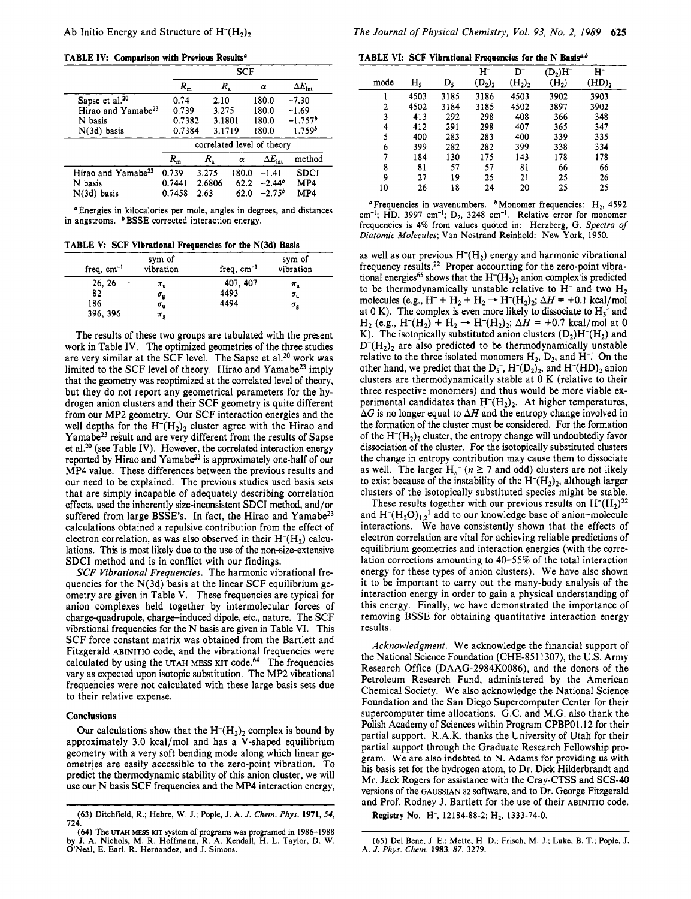**TABLE IV: Comparison with Previous Results[a]**

| | SCF | | | | |
|---|---|---|---|---|---|
| | $R_m$ | $R_a$ | $\alpha$ | $\Delta E_{int}$ | |
| Sapse et al.[20] | 0.74 | 2.10 | 180.0 | −7.30 | |
| Hirao and Yamabe[23] | 0.739 | 3.275 | 180.0 | −1.69 | |
| N basis | 0.7382 | 3.1801 | 180.0 | −1.757[b] | |
| N(3d) basis | 0.7384 | 3.1719 | 180.0 | −1.759[b] | |
| | correlated level of theory | | | | |
| | $R_m$ | $R_a$ | $\alpha$ | $\Delta E_{int}$ | method |
| Hirao and Yamabe[23] | 0.739 | 3.275 | 180.0 | −1.41 | SDCI |
| N basis | 0.7441 | 2.6806 | 62.2 | −2.44[b] | MP4 |
| N(3d) basis | 0.7458 | 2.63 | 62.0 | −2.75[b] | MP4 |

[a] Energies in kilocalories per mole, angles in degrees, and distances in angstroms. [b] BSSE corrected interaction energy.

**TABLE V: SCF Vibrational Frequencies for the N(3d) Basis**

| freq, $cm^{-1}$ | sym of vibration | freq, $cm^{-1}$ | sym of vibration |
|---|---|---|---|
| 26, 26 | $\pi_u$ | 407, 407 | $\pi_u$ |
| 82 | $\sigma_g$ | 4493 | $\sigma_u$ |
| 186 | $\sigma_u$ | 4494 | $\sigma_g$ |
| 396, 396 | $\pi_g$ | | |

The results of these two groups are tabulated with the present work in Table IV. The optimized geometries of the three studies are very similar at the SCF level. The Sapse et al.[20] work was limited to the SCF level of theory. Hirao and Yamabe[23] imply that the geometry was reoptimized at the correlated level of theory, but they do not report any geometrical parameters for the hydrogen anion clusters and their SCF geometry is quite different from our MP2 geometry. Our SCF interaction energies and the well depths for the $H^-(H_2)_2$ cluster agree with the Hirao and Yamabe[23] result and are very different from the results of Sapse et al.[20] (see Table IV). However, the correlated interaction energy reported by Hirao and Yamabe[23] is approximately one-half of our MP4 value. These differences between the previous results and our need to be explained. The previous studies used basis sets that are simply incapable of adequately describing correlation effects, used the inherently size-inconsistent SDCI method, and/or suffered from large BSSE's. In fact, the Hirao and Yamabe[23] calculations obtained a repulsive contribution from the effect of electron correlation, as was also observed in their $H^-(H_2)$ calculations. This is most likely due to the use of the non-size-extensive SDCI method and is in conflict with our findings.

*SCF Vibrational Frequencies.* The harmonic vibrational frequencies for the N(3d) basis at the linear SCF equilibrium geometry are given in Table V. These frequencies are typical for anion complexes held together by intermolecular forces of charge-quadrupole, charge-induced dipole, etc., nature. The SCF vibrational frequencies for the N basis are given in Table VI. This SCF force constant matrix was obtained from the Bartlett and Fitzgerald ABINITIO code, and the vibrational frequencies were calculated by using the UTAH MESS KIT code.[64] The frequencies vary as expected upon isotopic substitution. The MP2 vibrational frequencies were not calculated with these large basis sets due to their relative expense.

## Conclusions

Our calculations show that the $H^-(H_2)_2$ complex is bound by approximately 3.0 kcal/mol and has a V-shaped equilibrium geometry with a very soft bending mode along which linear geometries are easily accessible to the zero-point vibration. To predict the thermodynamic stability of this anion cluster, we will use our N basis SCF frequencies and the MP4 interaction energy,

**TABLE VI: SCF Vibrational Frequencies for the N Basis[a,b]**

| mode | $H_5^-$ | $D_5^-$ | $H^-(D_2)_2$ | $D^-(H_2)_2$ | $(D_2)H^-(H_2)$ | $H^-(HD)_2$ |
|---|---|---|---|---|---|---|
| 1 | 4503 | 3185 | 3186 | 4503 | 3902 | 3903 |
| 2 | 4502 | 3184 | 3185 | 4502 | 3897 | 3902 |
| 3 | 413 | 292 | 298 | 408 | 366 | 348 |
| 4 | 412 | 291 | 298 | 407 | 365 | 347 |
| 5 | 400 | 283 | 283 | 400 | 339 | 335 |
| 6 | 399 | 282 | 282 | 399 | 338 | 334 |
| 7 | 184 | 130 | 175 | 143 | 178 | 178 |
| 8 | 81 | 57 | 57 | 81 | 66 | 66 |
| 9 | 27 | 19 | 25 | 21 | 25 | 26 |
| 10 | 26 | 18 | 24 | 20 | 25 | 25 |

[a] Frequencies in wavenumbers. [b] Monomer frequencies: $H_2$, 4592 $cm^{-1}$; HD, 3997 $cm^{-1}$; $D_2$, 3248 $cm^{-1}$. Relative error for monomer frequencies is 4% from values quoted in: Herzberg, G. *Spectra of Diatomic Molecules*; Van Nostrand Reinhold: New York, 1950.

as well as our previous $H^-(H_2)$ energy and harmonic vibrational frequency results.[22] Proper accounting for the zero-point vibrational energies[65] shows that the $H^-(H_2)_2$ anion complex is predicted to be thermodynamically unstable relative to $H^-$ and two $H_2$ molecules (e.g., $H^- + H_2 + H_2 \rightarrow H^-(H_2)_2$; $\Delta H = +0.1$ kcal/mol at 0 K). The complex is even more likely to dissociate to $H_3^-$ and $H_2$ (e.g., $H^-(H_2) + H_2 \rightarrow H^-(H_2)_2$; $\Delta H = +0.7$ kcal/mol at 0 K). The isotopically substituted anion clusters $(D_2)H^-(H_2)$ and $D^-(H_2)_2$ are also predicted to be thermodynamically unstable relative to the three isolated monomers $H_2$, $D_2$, and $H^-$. On the other hand, we predict that the $D_5^-$, $H^-(D_2)_2$, and $H^-(HD)_2$ anion clusters are thermodynamically stable at 0 K (relative to their three respective monomers) and thus would be more viable experimental candidates than $H^-(H_2)_2$. At higher temperatures, $\Delta G$ is no longer equal to $\Delta H$ and the entropy change involved in the formation of the cluster must be considered. For the formation of the $H^-(H_2)_2$ cluster, the entropy change will undoubtedly favor dissociation of the cluster. For the isotopically substituted clusters the change in entropy contribution may cause them to dissociate as well. The larger $H_n^-$ ($n \geq 7$ and odd) clusters are not likely to exist because of the instability of the $H^-(H_2)_2$, although larger clusters of the isotopically substituted species might be stable.

These results together with our previous results on $H^-(H_2)$[22] and $H^-(H_2O)_{1,2}$[1] add to our knowledge base of anion–molecule interactions. We have consistently shown that the effects of electron correlation are vital for achieving reliable predictions of equilibrium geometries and interaction energies (with the correlation corrections amounting to 40–55% of the total interaction energy for these types of anion clusters). We have also shown it to be important to carry out the many-body analysis of the interaction energy in order to gain a physical understanding of this energy. Finally, we have demonstrated the importance of removing BSSE for obtaining quantitative interaction energy results.

*Acknowledgment.* We acknowledge the financial support of the National Science Foundation (CHE-8511307), the U.S. Army Research Office (DAAG-2984K0086), and the donors of the Petroleum Research Fund, administered by the American Chemical Society. We also acknowledge the National Science Foundation and the San Diego Supercomputer Center for their supercomputer time allocations. G.C. and M.G. also thank the Polish Academy of Sciences within Program CPBP01.12 for their partial support. R.A.K. thanks the University of Utah for their partial support through the Graduate Research Fellowship program. We are also indebted to N. Adams for providing us with his basis set for the hydrogen atom, to Dr. Dick Hilderbrandt and Mr. Jack Rogers for assistance with the Cray-CTSS and SCS-40 versions of the GAUSSIAN 82 software, and to Dr. George Fitzgerald and Prof. Rodney J. Bartlett for the use of their ABINITIO code.

**Registry No.** $H^-$, 12184-88-2; $H_2$, 1333-74-0.

(63) Ditchfield, R.; Hehre, W. J.; Pople, J. A. *J. Chem. Phys.* **1971**, *54*, 724.

(64) The UTAH MESS KIT system of programs was programed in 1986–1988 by J. A. Nichols, M. R. Hoffmann, R. A. Kendall, H. L. Taylor, D. W. O'Neal, E. Earl, R. Hernandez, and J. Simons.

(65) Del Bene, J. E.; Mette, H. D.; Frisch, M. J.; Luke, B. T.; Pople, J. A. *J. Phys. Chem.* **1983**, *87*, 3279.